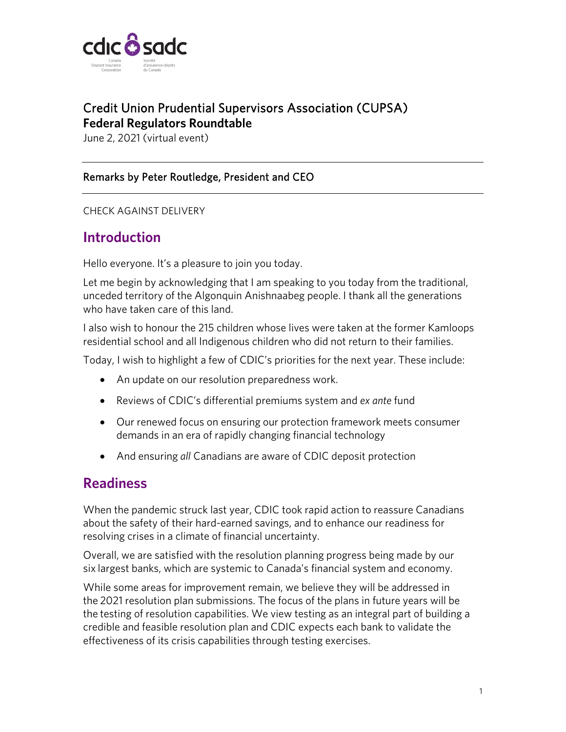# Credit Union Prudential Supervisors Association (CUPSA)
**Federal Regulators Roundtable**

June 2, 2021 (virtual event)

---

Remarks by Peter Routledge, President and CEO

---

CHECK AGAINST DELIVERY

## Introduction

Hello everyone. It's a pleasure to join you today.

Let me begin by acknowledging that I am speaking to you today from the traditional, unceded territory of the Algonquin Anishnaabeg people. I thank all the generations who have taken care of this land.

I also wish to honour the 215 children whose lives were taken at the former Kamloops residential school and all Indigenous children who did not return to their families.

Today, I wish to highlight a few of CDIC's priorities for the next year. These include:

- An update on our resolution preparedness work.
- Reviews of CDIC's differential premiums system and *ex ante* fund
- Our renewed focus on ensuring our protection framework meets consumer demands in an era of rapidly changing financial technology
- And ensuring *all* Canadians are aware of CDIC deposit protection

## Readiness

When the pandemic struck last year, CDIC took rapid action to reassure Canadians about the safety of their hard-earned savings, and to enhance our readiness for resolving crises in a climate of financial uncertainty.

Overall, we are satisfied with the resolution planning progress being made by our six largest banks, which are systemic to Canada's financial system and economy.

While some areas for improvement remain, we believe they will be addressed in the 2021 resolution plan submissions. The focus of the plans in future years will be the testing of resolution capabilities. We view testing as an integral part of building a credible and feasible resolution plan and CDIC expects each bank to validate the effectiveness of its crisis capabilities through testing exercises.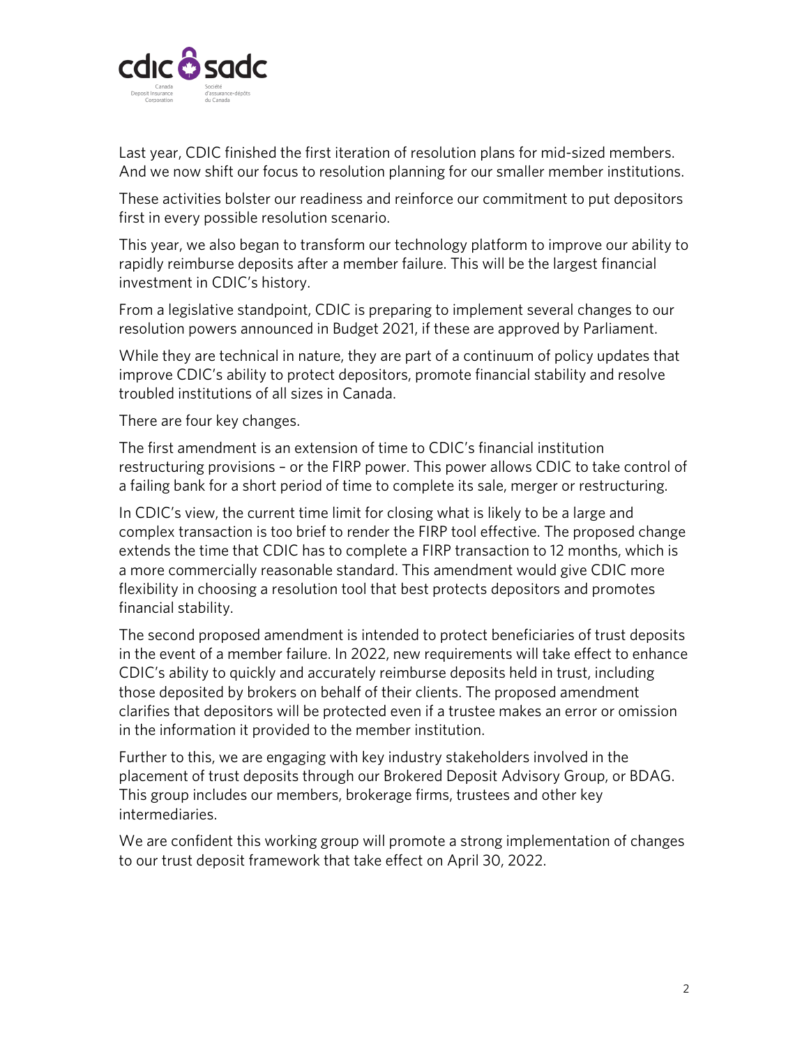Last year, CDIC finished the first iteration of resolution plans for mid-sized members. And we now shift our focus to resolution planning for our smaller member institutions.

These activities bolster our readiness and reinforce our commitment to put depositors first in every possible resolution scenario.

This year, we also began to transform our technology platform to improve our ability to rapidly reimburse deposits after a member failure. This will be the largest financial investment in CDIC's history.

From a legislative standpoint, CDIC is preparing to implement several changes to our resolution powers announced in Budget 2021, if these are approved by Parliament.

While they are technical in nature, they are part of a continuum of policy updates that improve CDIC's ability to protect depositors, promote financial stability and resolve troubled institutions of all sizes in Canada.

There are four key changes.

The first amendment is an extension of time to CDIC's financial institution restructuring provisions – or the FIRP power. This power allows CDIC to take control of a failing bank for a short period of time to complete its sale, merger or restructuring.

In CDIC's view, the current time limit for closing what is likely to be a large and complex transaction is too brief to render the FIRP tool effective. The proposed change extends the time that CDIC has to complete a FIRP transaction to 12 months, which is a more commercially reasonable standard. This amendment would give CDIC more flexibility in choosing a resolution tool that best protects depositors and promotes financial stability.

The second proposed amendment is intended to protect beneficiaries of trust deposits in the event of a member failure. In 2022, new requirements will take effect to enhance CDIC's ability to quickly and accurately reimburse deposits held in trust, including those deposited by brokers on behalf of their clients. The proposed amendment clarifies that depositors will be protected even if a trustee makes an error or omission in the information it provided to the member institution.

Further to this, we are engaging with key industry stakeholders involved in the placement of trust deposits through our Brokered Deposit Advisory Group, or BDAG. This group includes our members, brokerage firms, trustees and other key intermediaries.

We are confident this working group will promote a strong implementation of changes to our trust deposit framework that take effect on April 30, 2022.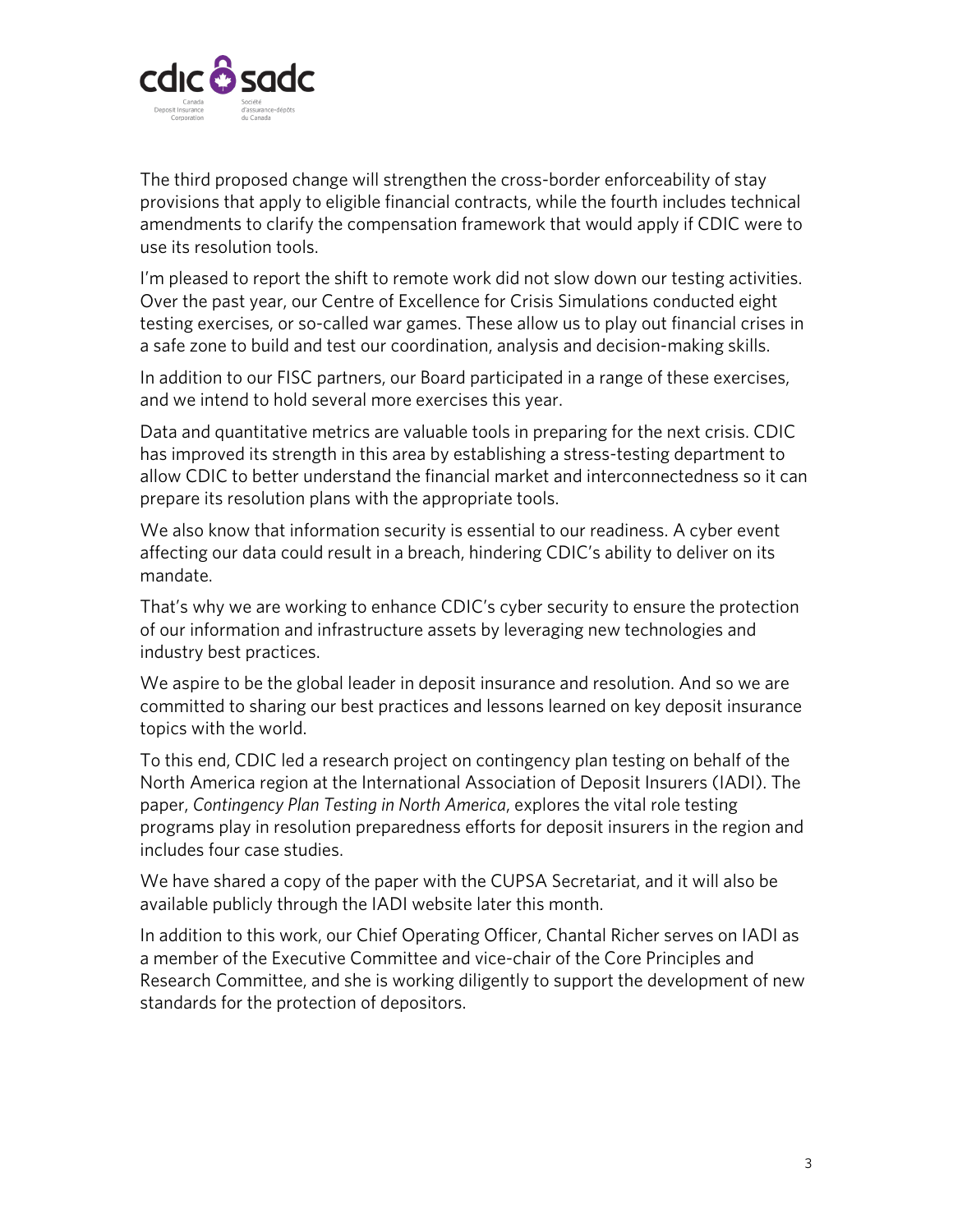The third proposed change will strengthen the cross-border enforceability of stay provisions that apply to eligible financial contracts, while the fourth includes technical amendments to clarify the compensation framework that would apply if CDIC were to use its resolution tools.

I'm pleased to report the shift to remote work did not slow down our testing activities. Over the past year, our Centre of Excellence for Crisis Simulations conducted eight testing exercises, or so-called war games. These allow us to play out financial crises in a safe zone to build and test our coordination, analysis and decision-making skills.

In addition to our FISC partners, our Board participated in a range of these exercises, and we intend to hold several more exercises this year.

Data and quantitative metrics are valuable tools in preparing for the next crisis. CDIC has improved its strength in this area by establishing a stress-testing department to allow CDIC to better understand the financial market and interconnectedness so it can prepare its resolution plans with the appropriate tools.

We also know that information security is essential to our readiness. A cyber event affecting our data could result in a breach, hindering CDIC's ability to deliver on its mandate.

That's why we are working to enhance CDIC's cyber security to ensure the protection of our information and infrastructure assets by leveraging new technologies and industry best practices.

We aspire to be the global leader in deposit insurance and resolution. And so we are committed to sharing our best practices and lessons learned on key deposit insurance topics with the world.

To this end, CDIC led a research project on contingency plan testing on behalf of the North America region at the International Association of Deposit Insurers (IADI). The paper, *Contingency Plan Testing in North America*, explores the vital role testing programs play in resolution preparedness efforts for deposit insurers in the region and includes four case studies.

We have shared a copy of the paper with the CUPSA Secretariat, and it will also be available publicly through the IADI website later this month.

In addition to this work, our Chief Operating Officer, Chantal Richer serves on IADI as a member of the Executive Committee and vice-chair of the Core Principles and Research Committee, and she is working diligently to support the development of new standards for the protection of depositors.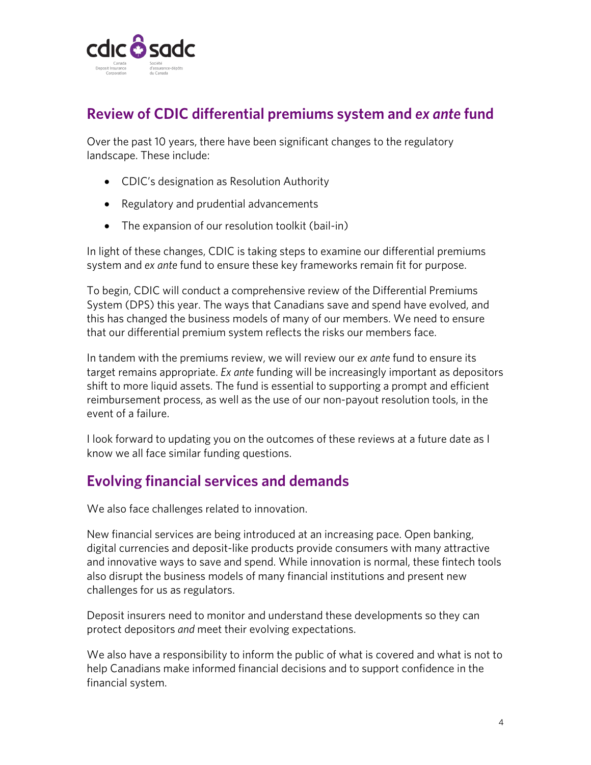## Review of CDIC differential premiums system and *ex ante* fund

Over the past 10 years, there have been significant changes to the regulatory landscape. These include:

- CDIC's designation as Resolution Authority
- Regulatory and prudential advancements
- The expansion of our resolution toolkit (bail-in)

In light of these changes, CDIC is taking steps to examine our differential premiums system and *ex ante* fund to ensure these key frameworks remain fit for purpose.

To begin, CDIC will conduct a comprehensive review of the Differential Premiums System (DPS) this year. The ways that Canadians save and spend have evolved, and this has changed the business models of many of our members. We need to ensure that our differential premium system reflects the risks our members face.

In tandem with the premiums review, we will review our *ex ante* fund to ensure its target remains appropriate. *Ex ante* funding will be increasingly important as depositors shift to more liquid assets. The fund is essential to supporting a prompt and efficient reimbursement process, as well as the use of our non-payout resolution tools, in the event of a failure.

I look forward to updating you on the outcomes of these reviews at a future date as I know we all face similar funding questions.

## Evolving financial services and demands

We also face challenges related to innovation.

New financial services are being introduced at an increasing pace. Open banking, digital currencies and deposit-like products provide consumers with many attractive and innovative ways to save and spend. While innovation is normal, these fintech tools also disrupt the business models of many financial institutions and present new challenges for us as regulators.

Deposit insurers need to monitor and understand these developments so they can protect depositors *and* meet their evolving expectations.

We also have a responsibility to inform the public of what is covered and what is not to help Canadians make informed financial decisions and to support confidence in the financial system.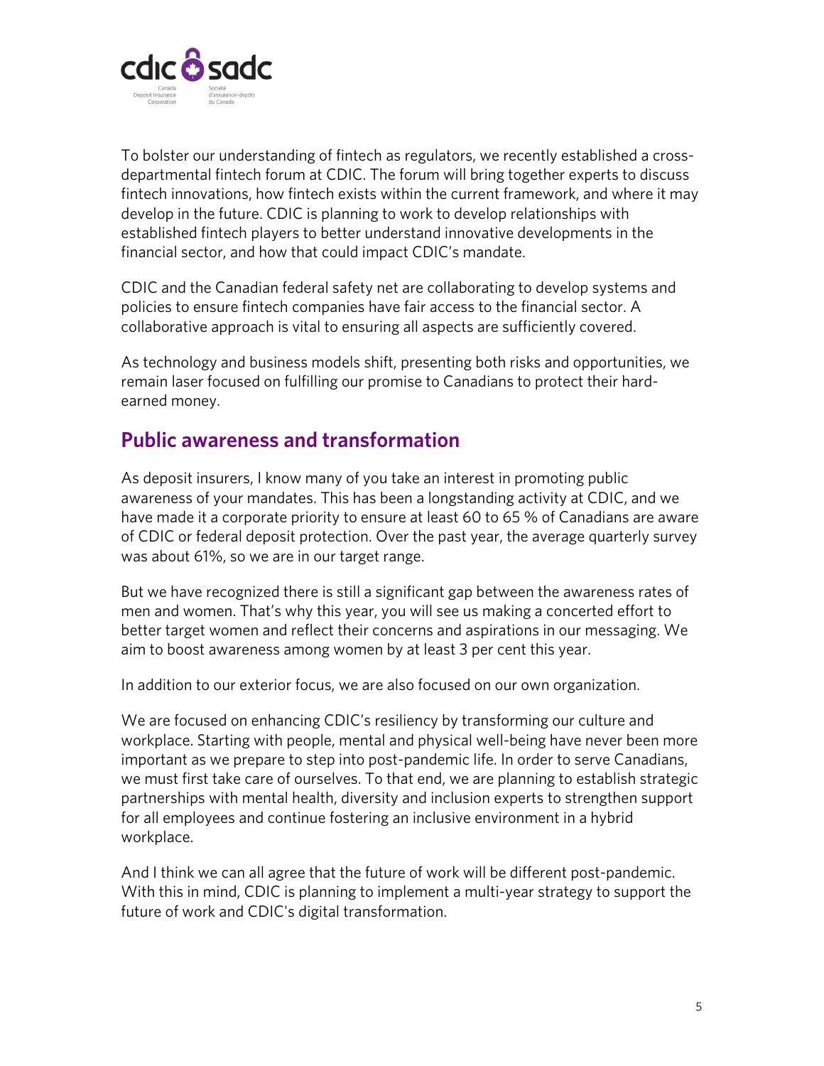To bolster our understanding of fintech as regulators, we recently established a cross-departmental fintech forum at CDIC. The forum will bring together experts to discuss fintech innovations, how fintech exists within the current framework, and where it may develop in the future. CDIC is planning to work to develop relationships with established fintech players to better understand innovative developments in the financial sector, and how that could impact CDIC's mandate.

CDIC and the Canadian federal safety net are collaborating to develop systems and policies to ensure fintech companies have fair access to the financial sector. A collaborative approach is vital to ensuring all aspects are sufficiently covered.

As technology and business models shift, presenting both risks and opportunities, we remain laser focused on fulfilling our promise to Canadians to protect their hard-earned money.

## Public awareness and transformation

As deposit insurers, I know many of you take an interest in promoting public awareness of your mandates. This has been a longstanding activity at CDIC, and we have made it a corporate priority to ensure at least 60 to 65 % of Canadians are aware of CDIC or federal deposit protection. Over the past year, the average quarterly survey was about 61%, so we are in our target range.

But we have recognized there is still a significant gap between the awareness rates of men and women. That's why this year, you will see us making a concerted effort to better target women and reflect their concerns and aspirations in our messaging. We aim to boost awareness among women by at least 3 per cent this year.

In addition to our exterior focus, we are also focused on our own organization.

We are focused on enhancing CDIC's resiliency by transforming our culture and workplace. Starting with people, mental and physical well-being have never been more important as we prepare to step into post-pandemic life. In order to serve Canadians, we must first take care of ourselves. To that end, we are planning to establish strategic partnerships with mental health, diversity and inclusion experts to strengthen support for all employees and continue fostering an inclusive environment in a hybrid workplace.

And I think we can all agree that the future of work will be different post-pandemic. With this in mind, CDIC is planning to implement a multi-year strategy to support the future of work and CDIC's digital transformation.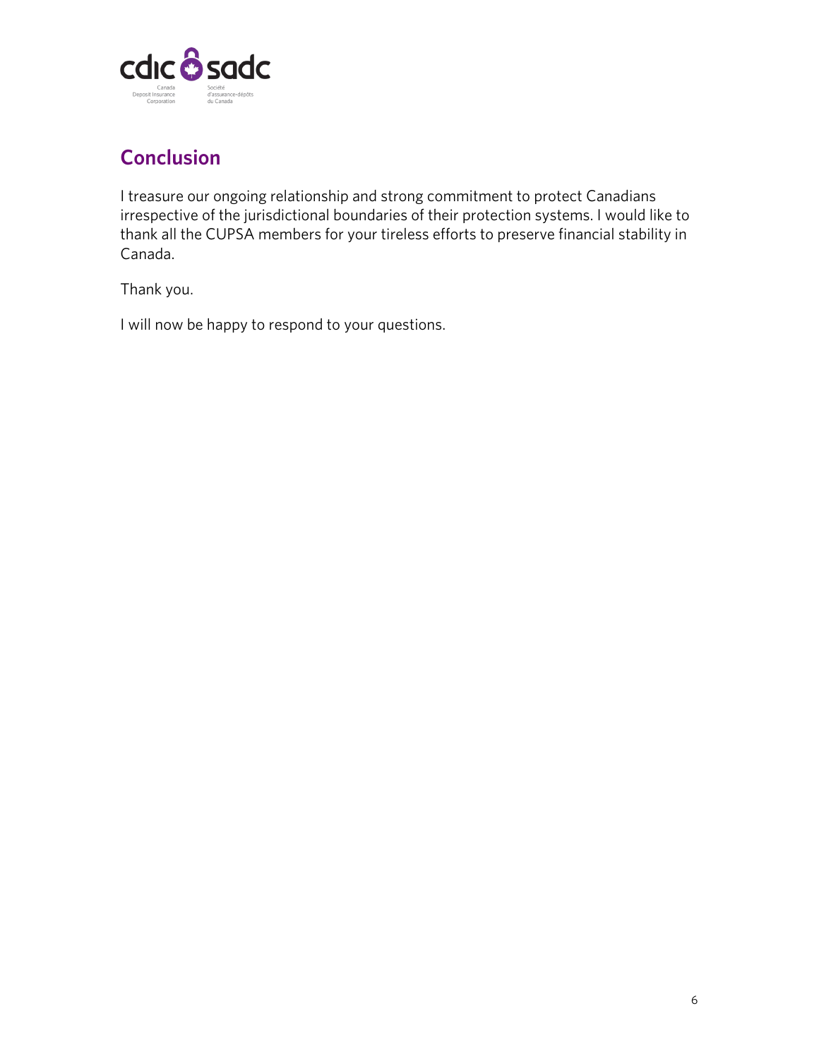## Conclusion

I treasure our ongoing relationship and strong commitment to protect Canadians irrespective of the jurisdictional boundaries of their protection systems. I would like to thank all the CUPSA members for your tireless efforts to preserve financial stability in Canada.

Thank you.

I will now be happy to respond to your questions.